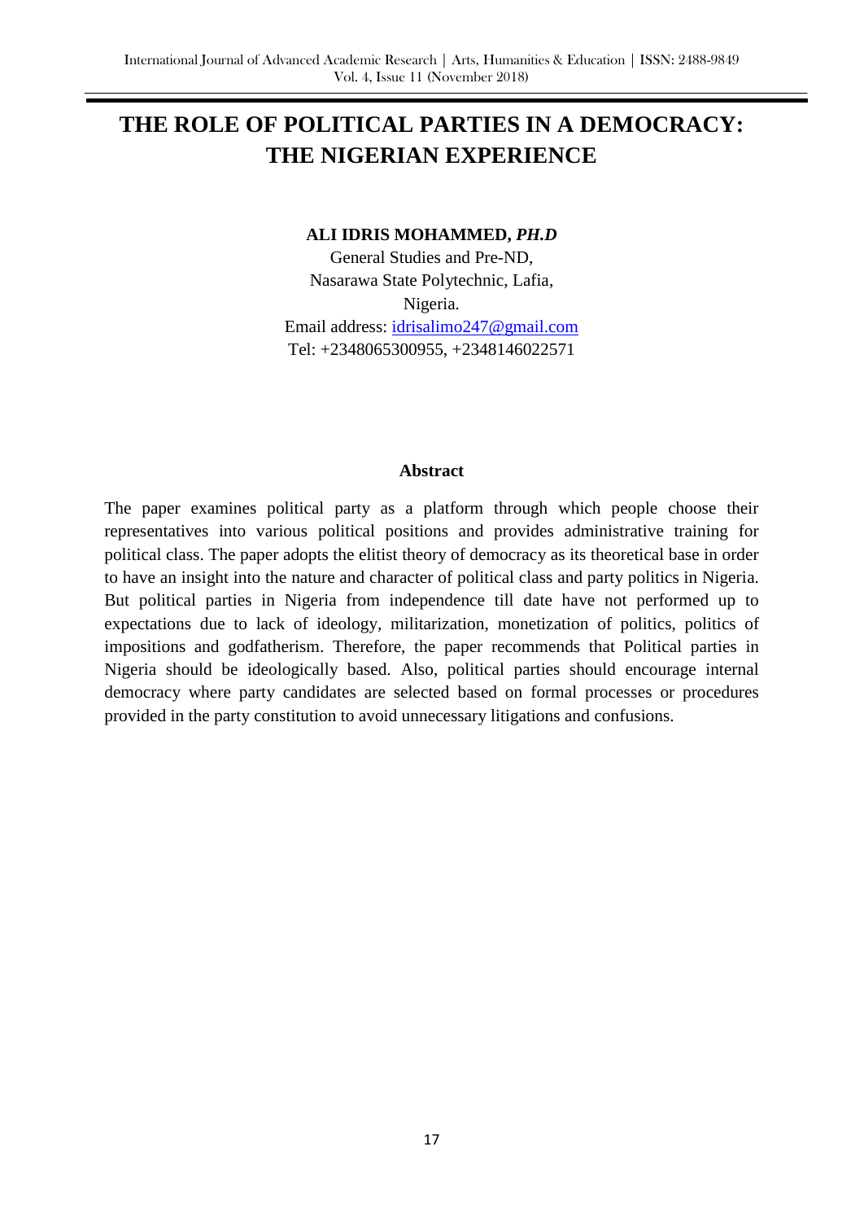# THE ROLE OF POLITICAL PARTIES IN A DEMOCRACY: THE NIGERIAN EXPERIENCE

**ALI IDRIS MOHAMMED, *PH.D***

General Studies and Pre-ND,
Nasarawa State Polytechnic, Lafia,
Nigeria.
Email address: idrisalimo247@gmail.com
Tel: +2348065300955, +2348146022571

## Abstract

The paper examines political party as a platform through which people choose their representatives into various political positions and provides administrative training for political class. The paper adopts the elitist theory of democracy as its theoretical base in order to have an insight into the nature and character of political class and party politics in Nigeria. But political parties in Nigeria from independence till date have not performed up to expectations due to lack of ideology, militarization, monetization of politics, politics of impositions and godfatherism. Therefore, the paper recommends that Political parties in Nigeria should be ideologically based. Also, political parties should encourage internal democracy where party candidates are selected based on formal processes or procedures provided in the party constitution to avoid unnecessary litigations and confusions.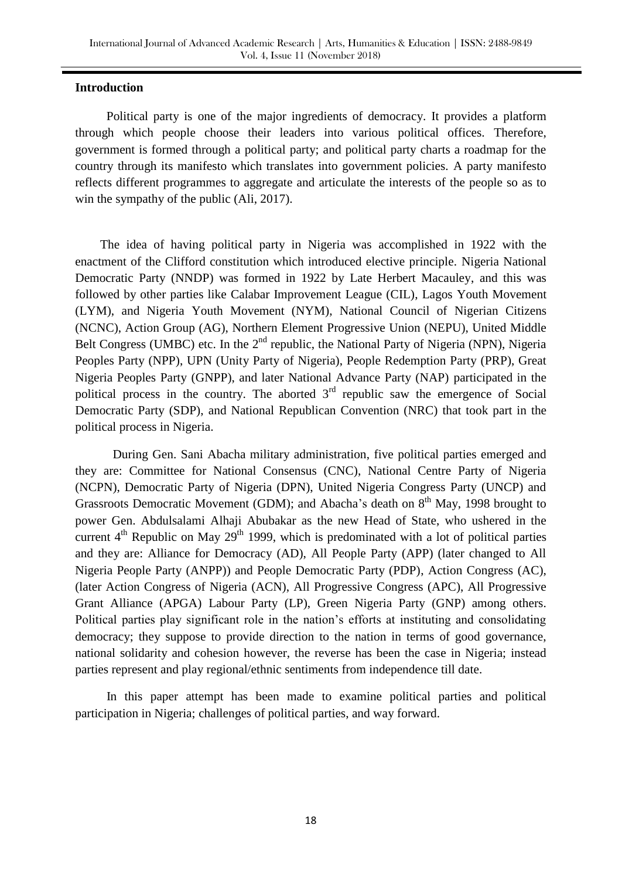## Introduction

Political party is one of the major ingredients of democracy. It provides a platform through which people choose their leaders into various political offices. Therefore, government is formed through a political party; and political party charts a roadmap for the country through its manifesto which translates into government policies. A party manifesto reflects different programmes to aggregate and articulate the interests of the people so as to win the sympathy of the public (Ali, 2017).

The idea of having political party in Nigeria was accomplished in 1922 with the enactment of the Clifford constitution which introduced elective principle. Nigeria National Democratic Party (NNDP) was formed in 1922 by Late Herbert Macauley, and this was followed by other parties like Calabar Improvement League (CIL), Lagos Youth Movement (LYM), and Nigeria Youth Movement (NYM), National Council of Nigerian Citizens (NCNC), Action Group (AG), Northern Element Progressive Union (NEPU), United Middle Belt Congress (UMBC) etc. In the 2nd republic, the National Party of Nigeria (NPN), Nigeria Peoples Party (NPP), UPN (Unity Party of Nigeria), People Redemption Party (PRP), Great Nigeria Peoples Party (GNPP), and later National Advance Party (NAP) participated in the political process in the country. The aborted 3rd republic saw the emergence of Social Democratic Party (SDP), and National Republican Convention (NRC) that took part in the political process in Nigeria.

During Gen. Sani Abacha military administration, five political parties emerged and they are: Committee for National Consensus (CNC), National Centre Party of Nigeria (NCPN), Democratic Party of Nigeria (DPN), United Nigeria Congress Party (UNCP) and Grassroots Democratic Movement (GDM); and Abacha's death on 8th May, 1998 brought to power Gen. Abdulsalami Alhaji Abubakar as the new Head of State, who ushered in the current 4th Republic on May 29th 1999, which is predominated with a lot of political parties and they are: Alliance for Democracy (AD), All People Party (APP) (later changed to All Nigeria People Party (ANPP)) and People Democratic Party (PDP), Action Congress (AC), (later Action Congress of Nigeria (ACN), All Progressive Congress (APC), All Progressive Grant Alliance (APGA) Labour Party (LP), Green Nigeria Party (GNP) among others. Political parties play significant role in the nation's efforts at instituting and consolidating democracy; they suppose to provide direction to the nation in terms of good governance, national solidarity and cohesion however, the reverse has been the case in Nigeria; instead parties represent and play regional/ethnic sentiments from independence till date.

In this paper attempt has been made to examine political parties and political participation in Nigeria; challenges of political parties, and way forward.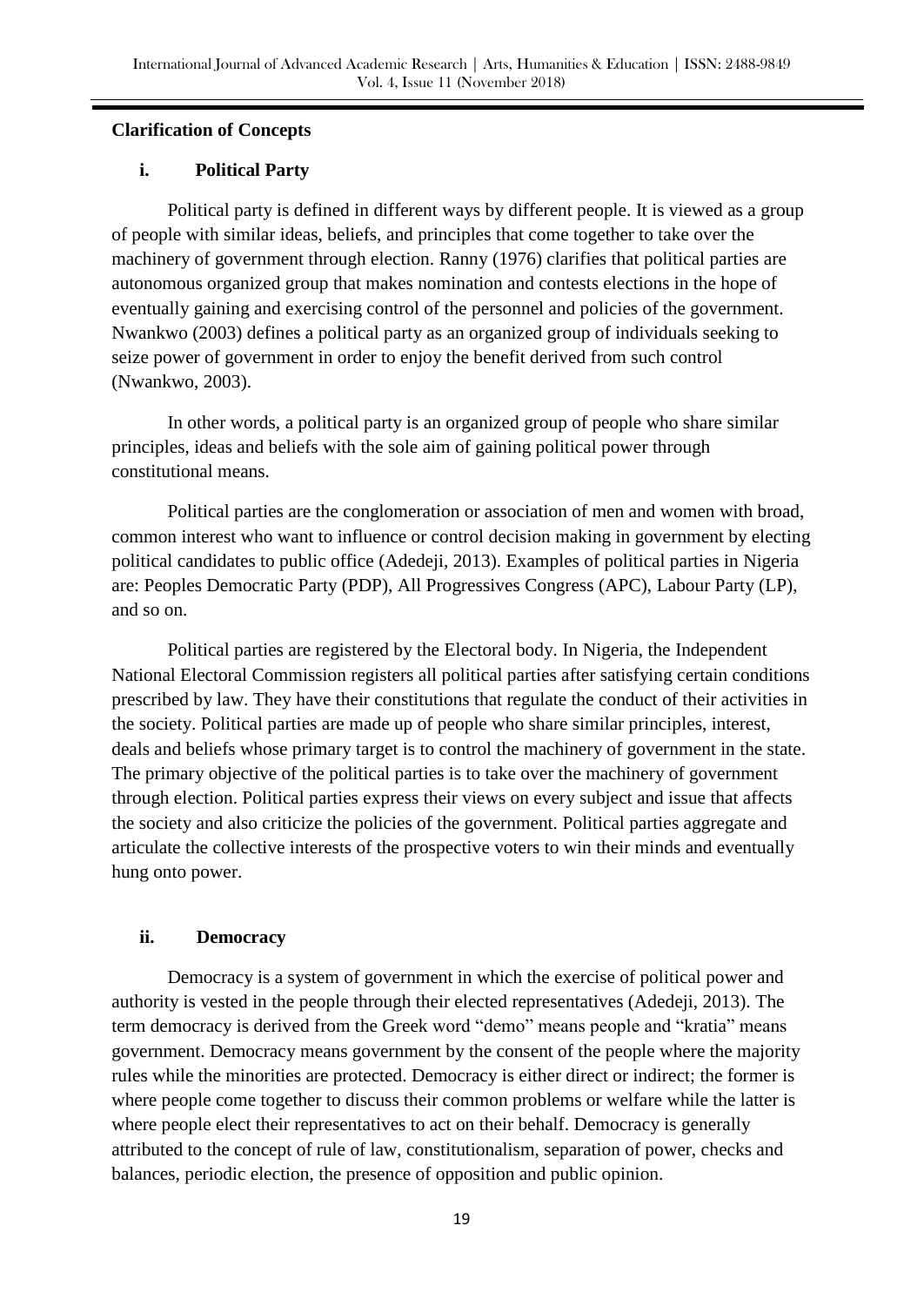## Clarification of Concepts

### i. Political Party

Political party is defined in different ways by different people. It is viewed as a group of people with similar ideas, beliefs, and principles that come together to take over the machinery of government through election. Ranny (1976) clarifies that political parties are autonomous organized group that makes nomination and contests elections in the hope of eventually gaining and exercising control of the personnel and policies of the government. Nwankwo (2003) defines a political party as an organized group of individuals seeking to seize power of government in order to enjoy the benefit derived from such control (Nwankwo, 2003).

In other words, a political party is an organized group of people who share similar principles, ideas and beliefs with the sole aim of gaining political power through constitutional means.

Political parties are the conglomeration or association of men and women with broad, common interest who want to influence or control decision making in government by electing political candidates to public office (Adedeji, 2013). Examples of political parties in Nigeria are: Peoples Democratic Party (PDP), All Progressives Congress (APC), Labour Party (LP), and so on.

Political parties are registered by the Electoral body. In Nigeria, the Independent National Electoral Commission registers all political parties after satisfying certain conditions prescribed by law. They have their constitutions that regulate the conduct of their activities in the society. Political parties are made up of people who share similar principles, interest, deals and beliefs whose primary target is to control the machinery of government in the state. The primary objective of the political parties is to take over the machinery of government through election. Political parties express their views on every subject and issue that affects the society and also criticize the policies of the government. Political parties aggregate and articulate the collective interests of the prospective voters to win their minds and eventually hung onto power.

### ii. Democracy

Democracy is a system of government in which the exercise of political power and authority is vested in the people through their elected representatives (Adedeji, 2013). The term democracy is derived from the Greek word "demo" means people and "kratia" means government. Democracy means government by the consent of the people where the majority rules while the minorities are protected. Democracy is either direct or indirect; the former is where people come together to discuss their common problems or welfare while the latter is where people elect their representatives to act on their behalf. Democracy is generally attributed to the concept of rule of law, constitutionalism, separation of power, checks and balances, periodic election, the presence of opposition and public opinion.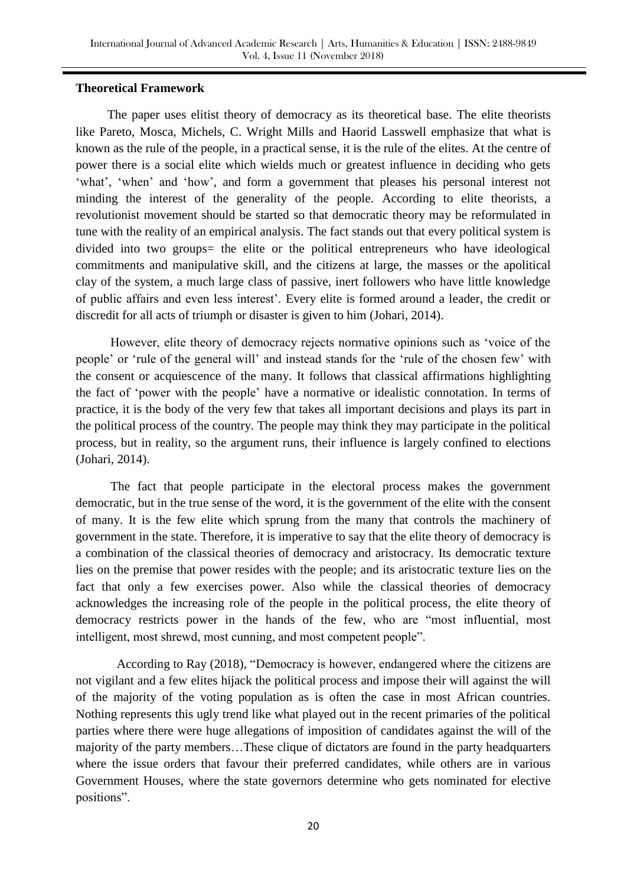**Theoretical Framework**

The paper uses elitist theory of democracy as its theoretical base. The elite theorists like Pareto, Mosca, Michels, C. Wright Mills and Haorid Lasswell emphasize that what is known as the rule of the people, in a practical sense, it is the rule of the elites. At the centre of power there is a social elite which wields much or greatest influence in deciding who gets 'what', 'when' and 'how', and form a government that pleases his personal interest not minding the interest of the generality of the people. According to elite theorists, a revolutionist movement should be started so that democratic theory may be reformulated in tune with the reality of an empirical analysis. The fact stands out that every political system is divided into two groups= the elite or the political entrepreneurs who have ideological commitments and manipulative skill, and the citizens at large, the masses or the apolitical clay of the system, a much large class of passive, inert followers who have little knowledge of public affairs and even less interest'. Every elite is formed around a leader, the credit or discredit for all acts of triumph or disaster is given to him (Johari, 2014).

However, elite theory of democracy rejects normative opinions such as 'voice of the people' or 'rule of the general will' and instead stands for the 'rule of the chosen few' with the consent or acquiescence of the many. It follows that classical affirmations highlighting the fact of 'power with the people' have a normative or idealistic connotation. In terms of practice, it is the body of the very few that takes all important decisions and plays its part in the political process of the country. The people may think they may participate in the political process, but in reality, so the argument runs, their influence is largely confined to elections (Johari, 2014).

The fact that people participate in the electoral process makes the government democratic, but in the true sense of the word, it is the government of the elite with the consent of many. It is the few elite which sprung from the many that controls the machinery of government in the state. Therefore, it is imperative to say that the elite theory of democracy is a combination of the classical theories of democracy and aristocracy. Its democratic texture lies on the premise that power resides with the people; and its aristocratic texture lies on the fact that only a few exercises power. Also while the classical theories of democracy acknowledges the increasing role of the people in the political process, the elite theory of democracy restricts power in the hands of the few, who are "most influential, most intelligent, most shrewd, most cunning, and most competent people".

According to Ray (2018), "Democracy is however, endangered where the citizens are not vigilant and a few elites hijack the political process and impose their will against the will of the majority of the voting population as is often the case in most African countries. Nothing represents this ugly trend like what played out in the recent primaries of the political parties where there were huge allegations of imposition of candidates against the will of the majority of the party members…These clique of dictators are found in the party headquarters where the issue orders that favour their preferred candidates, while others are in various Government Houses, where the state governors determine who gets nominated for elective positions".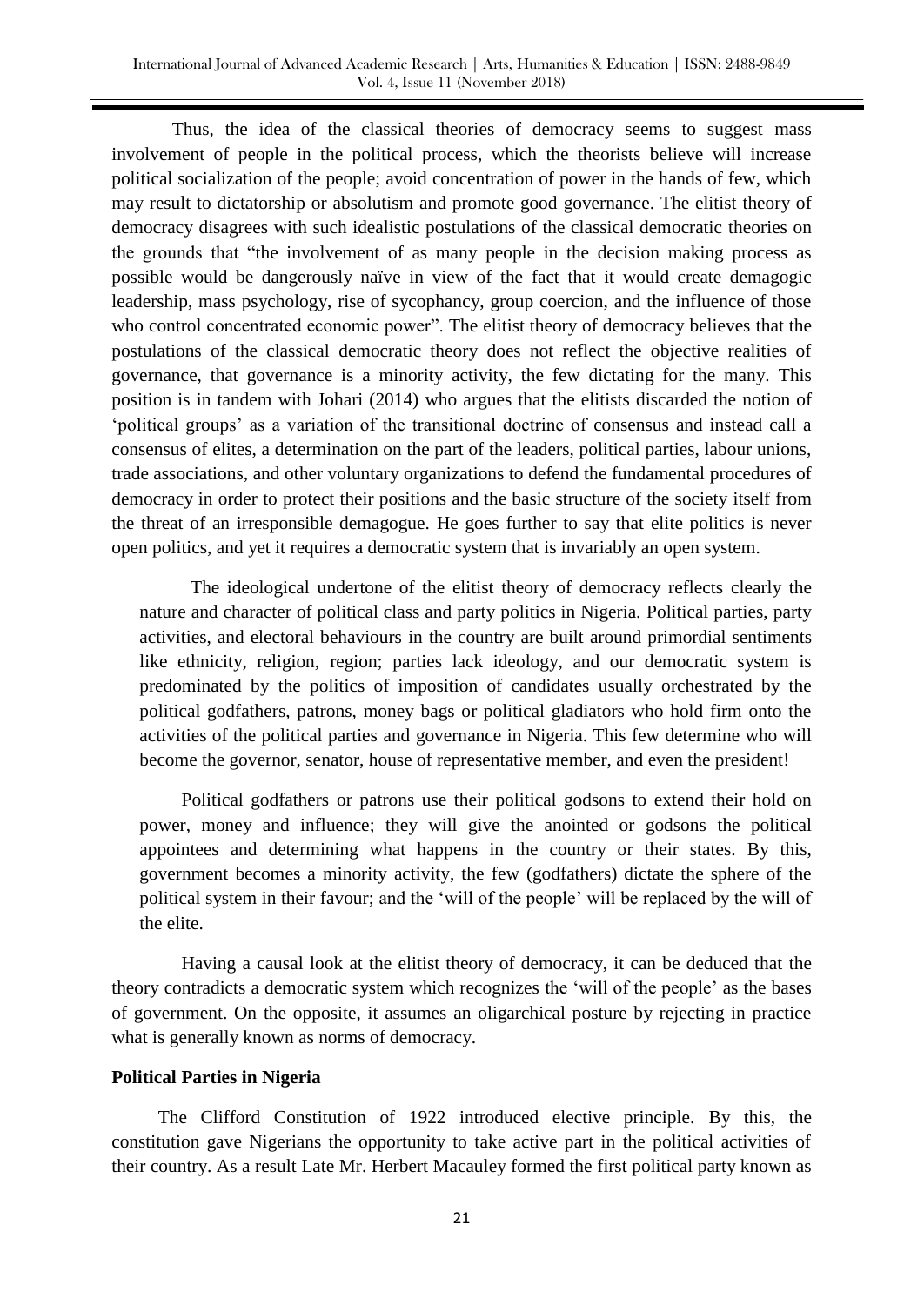Thus, the idea of the classical theories of democracy seems to suggest mass involvement of people in the political process, which the theorists believe will increase political socialization of the people; avoid concentration of power in the hands of few, which may result to dictatorship or absolutism and promote good governance. The elitist theory of democracy disagrees with such idealistic postulations of the classical democratic theories on the grounds that "the involvement of as many people in the decision making process as possible would be dangerously naïve in view of the fact that it would create demagogic leadership, mass psychology, rise of sycophancy, group coercion, and the influence of those who control concentrated economic power". The elitist theory of democracy believes that the postulations of the classical democratic theory does not reflect the objective realities of governance, that governance is a minority activity, the few dictating for the many. This position is in tandem with Johari (2014) who argues that the elitists discarded the notion of 'political groups' as a variation of the transitional doctrine of consensus and instead call a consensus of elites, a determination on the part of the leaders, political parties, labour unions, trade associations, and other voluntary organizations to defend the fundamental procedures of democracy in order to protect their positions and the basic structure of the society itself from the threat of an irresponsible demagogue. He goes further to say that elite politics is never open politics, and yet it requires a democratic system that is invariably an open system.

The ideological undertone of the elitist theory of democracy reflects clearly the nature and character of political class and party politics in Nigeria. Political parties, party activities, and electoral behaviours in the country are built around primordial sentiments like ethnicity, religion, region; parties lack ideology, and our democratic system is predominated by the politics of imposition of candidates usually orchestrated by the political godfathers, patrons, money bags or political gladiators who hold firm onto the activities of the political parties and governance in Nigeria. This few determine who will become the governor, senator, house of representative member, and even the president!

Political godfathers or patrons use their political godsons to extend their hold on power, money and influence; they will give the anointed or godsons the political appointees and determining what happens in the country or their states. By this, government becomes a minority activity, the few (godfathers) dictate the sphere of the political system in their favour; and the 'will of the people' will be replaced by the will of the elite.

Having a causal look at the elitist theory of democracy, it can be deduced that the theory contradicts a democratic system which recognizes the 'will of the people' as the bases of government. On the opposite, it assumes an oligarchical posture by rejecting in practice what is generally known as norms of democracy.

**Political Parties in Nigeria**

The Clifford Constitution of 1922 introduced elective principle. By this, the constitution gave Nigerians the opportunity to take active part in the political activities of their country. As a result Late Mr. Herbert Macauley formed the first political party known as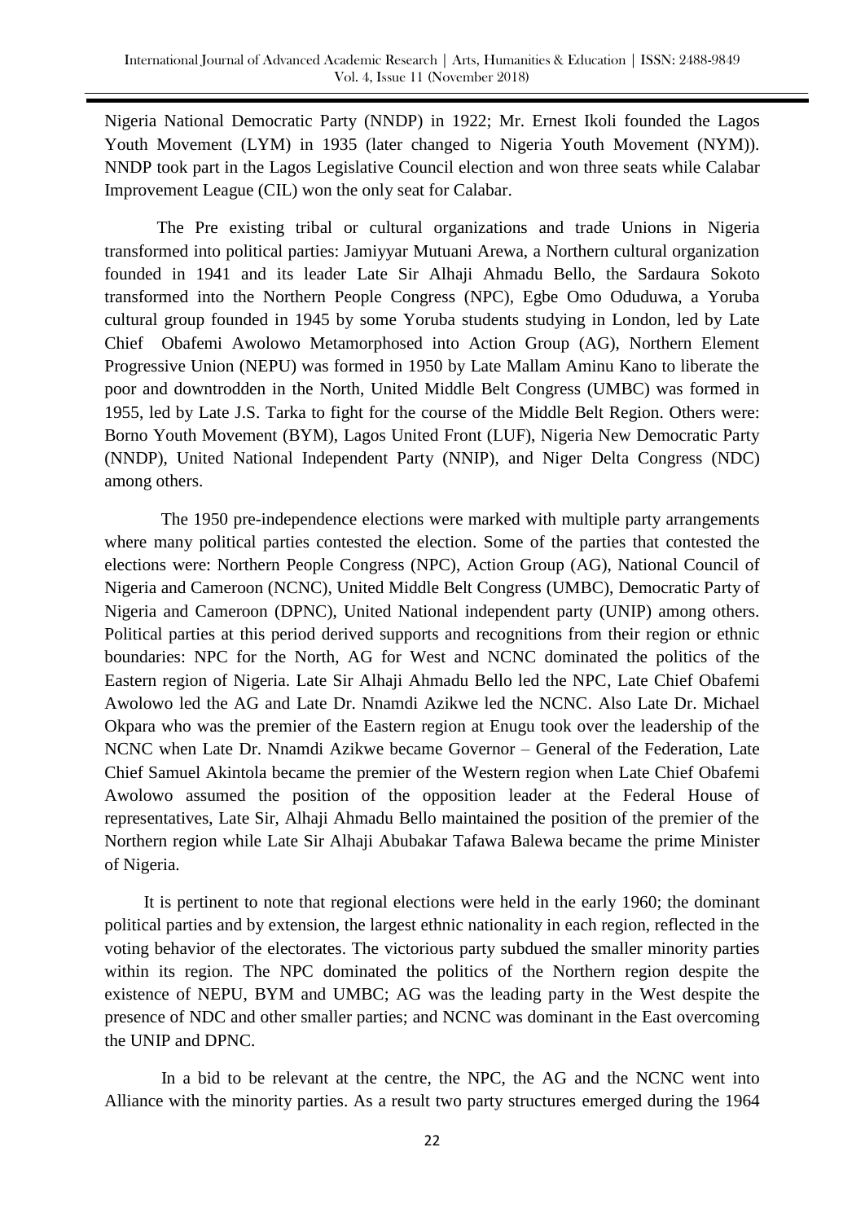Nigeria National Democratic Party (NNDP) in 1922; Mr. Ernest Ikoli founded the Lagos Youth Movement (LYM) in 1935 (later changed to Nigeria Youth Movement (NYM)). NNDP took part in the Lagos Legislative Council election and won three seats while Calabar Improvement League (CIL) won the only seat for Calabar.

The Pre existing tribal or cultural organizations and trade Unions in Nigeria transformed into political parties: Jamiyyar Mutuani Arewa, a Northern cultural organization founded in 1941 and its leader Late Sir Alhaji Ahmadu Bello, the Sardaura Sokoto transformed into the Northern People Congress (NPC), Egbe Omo Oduduwa, a Yoruba cultural group founded in 1945 by some Yoruba students studying in London, led by Late Chief Obafemi Awolowo Metamorphosed into Action Group (AG), Northern Element Progressive Union (NEPU) was formed in 1950 by Late Mallam Aminu Kano to liberate the poor and downtrodden in the North, United Middle Belt Congress (UMBC) was formed in 1955, led by Late J.S. Tarka to fight for the course of the Middle Belt Region. Others were: Borno Youth Movement (BYM), Lagos United Front (LUF), Nigeria New Democratic Party (NNDP), United National Independent Party (NNIP), and Niger Delta Congress (NDC) among others.

The 1950 pre-independence elections were marked with multiple party arrangements where many political parties contested the election. Some of the parties that contested the elections were: Northern People Congress (NPC), Action Group (AG), National Council of Nigeria and Cameroon (NCNC), United Middle Belt Congress (UMBC), Democratic Party of Nigeria and Cameroon (DPNC), United National independent party (UNIP) among others. Political parties at this period derived supports and recognitions from their region or ethnic boundaries: NPC for the North, AG for West and NCNC dominated the politics of the Eastern region of Nigeria. Late Sir Alhaji Ahmadu Bello led the NPC, Late Chief Obafemi Awolowo led the AG and Late Dr. Nnamdi Azikwe led the NCNC. Also Late Dr. Michael Okpara who was the premier of the Eastern region at Enugu took over the leadership of the NCNC when Late Dr. Nnamdi Azikwe became Governor – General of the Federation, Late Chief Samuel Akintola became the premier of the Western region when Late Chief Obafemi Awolowo assumed the position of the opposition leader at the Federal House of representatives, Late Sir, Alhaji Ahmadu Bello maintained the position of the premier of the Northern region while Late Sir Alhaji Abubakar Tafawa Balewa became the prime Minister of Nigeria.

It is pertinent to note that regional elections were held in the early 1960; the dominant political parties and by extension, the largest ethnic nationality in each region, reflected in the voting behavior of the electorates. The victorious party subdued the smaller minority parties within its region. The NPC dominated the politics of the Northern region despite the existence of NEPU, BYM and UMBC; AG was the leading party in the West despite the presence of NDC and other smaller parties; and NCNC was dominant in the East overcoming the UNIP and DPNC.

In a bid to be relevant at the centre, the NPC, the AG and the NCNC went into Alliance with the minority parties. As a result two party structures emerged during the 1964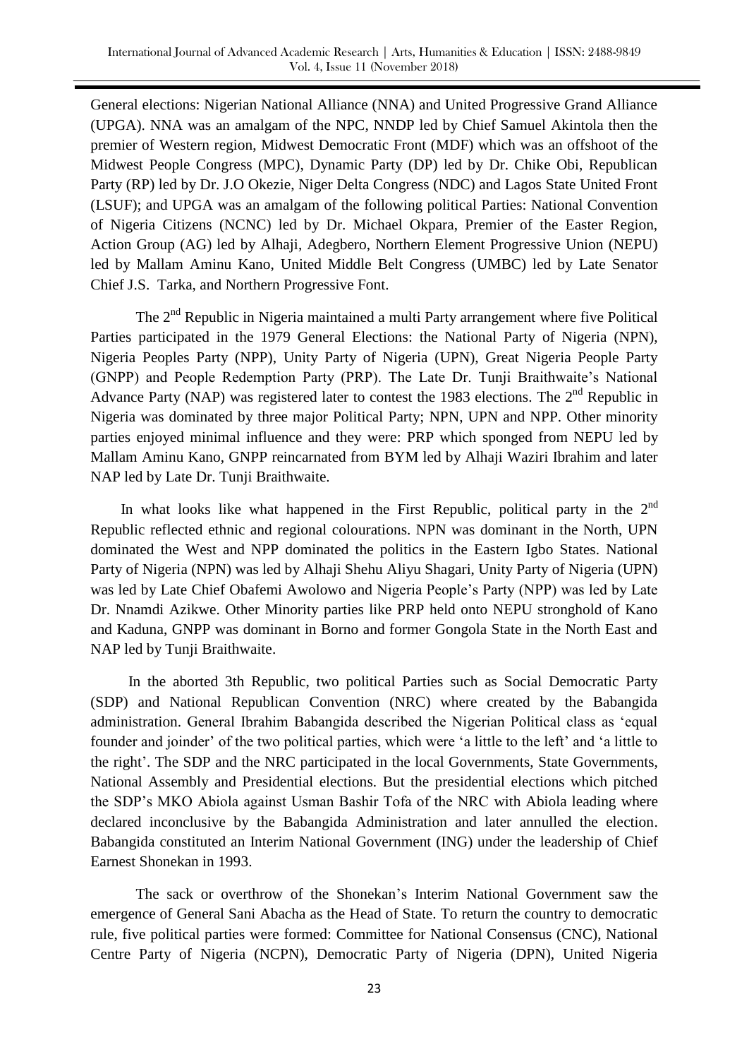General elections: Nigerian National Alliance (NNA) and United Progressive Grand Alliance (UPGA). NNA was an amalgam of the NPC, NNDP led by Chief Samuel Akintola then the premier of Western region, Midwest Democratic Front (MDF) which was an offshoot of the Midwest People Congress (MPC), Dynamic Party (DP) led by Dr. Chike Obi, Republican Party (RP) led by Dr. J.O Okezie, Niger Delta Congress (NDC) and Lagos State United Front (LSUF); and UPGA was an amalgam of the following political Parties: National Convention of Nigeria Citizens (NCNC) led by Dr. Michael Okpara, Premier of the Easter Region, Action Group (AG) led by Alhaji, Adegbero, Northern Element Progressive Union (NEPU) led by Mallam Aminu Kano, United Middle Belt Congress (UMBC) led by Late Senator Chief J.S. Tarka, and Northern Progressive Font.

The 2nd Republic in Nigeria maintained a multi Party arrangement where five Political Parties participated in the 1979 General Elections: the National Party of Nigeria (NPN), Nigeria Peoples Party (NPP), Unity Party of Nigeria (UPN), Great Nigeria People Party (GNPP) and People Redemption Party (PRP). The Late Dr. Tunji Braithwaite's National Advance Party (NAP) was registered later to contest the 1983 elections. The 2nd Republic in Nigeria was dominated by three major Political Party; NPN, UPN and NPP. Other minority parties enjoyed minimal influence and they were: PRP which sponged from NEPU led by Mallam Aminu Kano, GNPP reincarnated from BYM led by Alhaji Waziri Ibrahim and later NAP led by Late Dr. Tunji Braithwaite.

In what looks like what happened in the First Republic, political party in the 2nd Republic reflected ethnic and regional colourations. NPN was dominant in the North, UPN dominated the West and NPP dominated the politics in the Eastern Igbo States. National Party of Nigeria (NPN) was led by Alhaji Shehu Aliyu Shagari, Unity Party of Nigeria (UPN) was led by Late Chief Obafemi Awolowo and Nigeria People's Party (NPP) was led by Late Dr. Nnamdi Azikwe. Other Minority parties like PRP held onto NEPU stronghold of Kano and Kaduna, GNPP was dominant in Borno and former Gongola State in the North East and NAP led by Tunji Braithwaite.

In the aborted 3th Republic, two political Parties such as Social Democratic Party (SDP) and National Republican Convention (NRC) where created by the Babangida administration. General Ibrahim Babangida described the Nigerian Political class as 'equal founder and joinder' of the two political parties, which were 'a little to the left' and 'a little to the right'. The SDP and the NRC participated in the local Governments, State Governments, National Assembly and Presidential elections. But the presidential elections which pitched the SDP's MKO Abiola against Usman Bashir Tofa of the NRC with Abiola leading where declared inconclusive by the Babangida Administration and later annulled the election. Babangida constituted an Interim National Government (ING) under the leadership of Chief Earnest Shonekan in 1993.

The sack or overthrow of the Shonekan's Interim National Government saw the emergence of General Sani Abacha as the Head of State. To return the country to democratic rule, five political parties were formed: Committee for National Consensus (CNC), National Centre Party of Nigeria (NCPN), Democratic Party of Nigeria (DPN), United Nigeria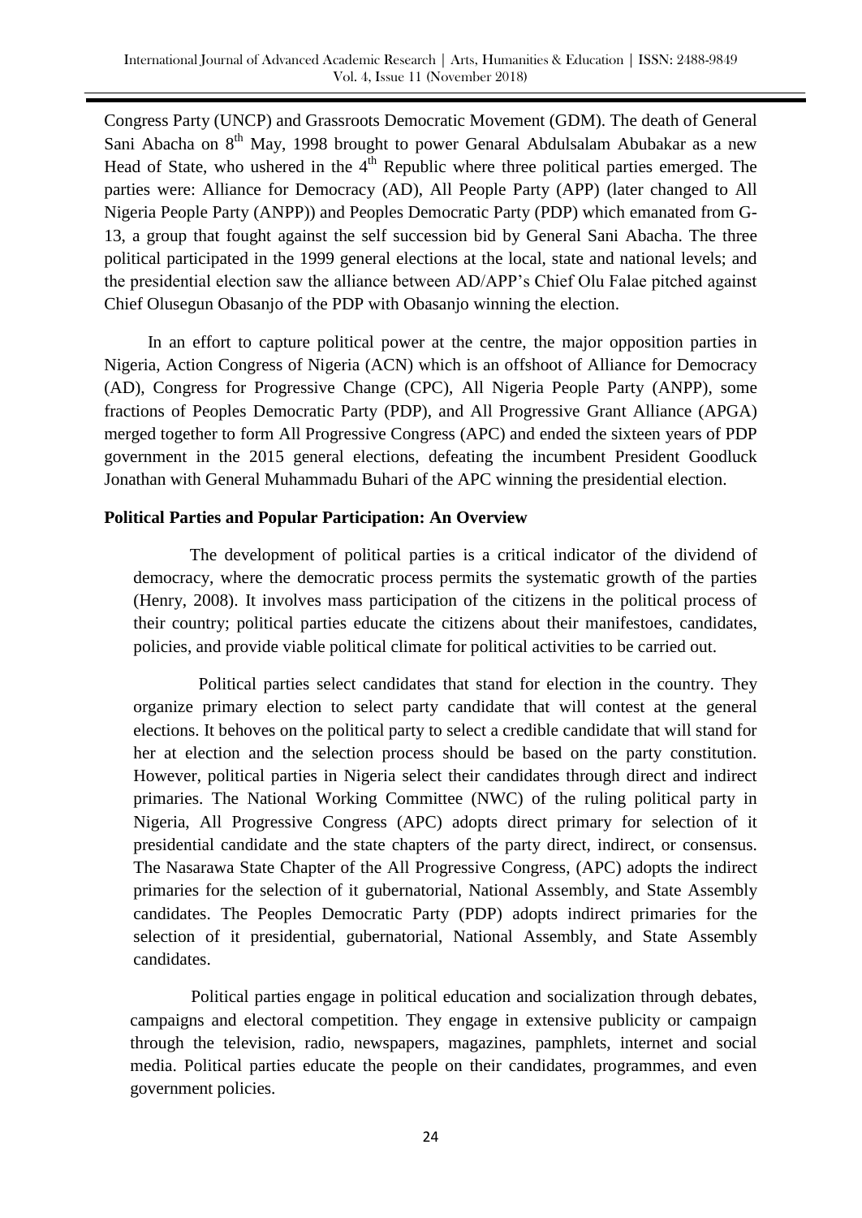Congress Party (UNCP) and Grassroots Democratic Movement (GDM). The death of General Sani Abacha on 8th May, 1998 brought to power Genaral Abdulsalam Abubakar as a new Head of State, who ushered in the 4th Republic where three political parties emerged. The parties were: Alliance for Democracy (AD), All People Party (APP) (later changed to All Nigeria People Party (ANPP)) and Peoples Democratic Party (PDP) which emanated from G-13, a group that fought against the self succession bid by General Sani Abacha. The three political participated in the 1999 general elections at the local, state and national levels; and the presidential election saw the alliance between AD/APP's Chief Olu Falae pitched against Chief Olusegun Obasanjo of the PDP with Obasanjo winning the election.

In an effort to capture political power at the centre, the major opposition parties in Nigeria, Action Congress of Nigeria (ACN) which is an offshoot of Alliance for Democracy (AD), Congress for Progressive Change (CPC), All Nigeria People Party (ANPP), some fractions of Peoples Democratic Party (PDP), and All Progressive Grant Alliance (APGA) merged together to form All Progressive Congress (APC) and ended the sixteen years of PDP government in the 2015 general elections, defeating the incumbent President Goodluck Jonathan with General Muhammadu Buhari of the APC winning the presidential election.

**Political Parties and Popular Participation: An Overview**

The development of political parties is a critical indicator of the dividend of democracy, where the democratic process permits the systematic growth of the parties (Henry, 2008). It involves mass participation of the citizens in the political process of their country; political parties educate the citizens about their manifestoes, candidates, policies, and provide viable political climate for political activities to be carried out.

Political parties select candidates that stand for election in the country. They organize primary election to select party candidate that will contest at the general elections. It behoves on the political party to select a credible candidate that will stand for her at election and the selection process should be based on the party constitution. However, political parties in Nigeria select their candidates through direct and indirect primaries. The National Working Committee (NWC) of the ruling political party in Nigeria, All Progressive Congress (APC) adopts direct primary for selection of it presidential candidate and the state chapters of the party direct, indirect, or consensus. The Nasarawa State Chapter of the All Progressive Congress, (APC) adopts the indirect primaries for the selection of it gubernatorial, National Assembly, and State Assembly candidates. The Peoples Democratic Party (PDP) adopts indirect primaries for the selection of it presidential, gubernatorial, National Assembly, and State Assembly candidates.

Political parties engage in political education and socialization through debates, campaigns and electoral competition. They engage in extensive publicity or campaign through the television, radio, newspapers, magazines, pamphlets, internet and social media. Political parties educate the people on their candidates, programmes, and even government policies.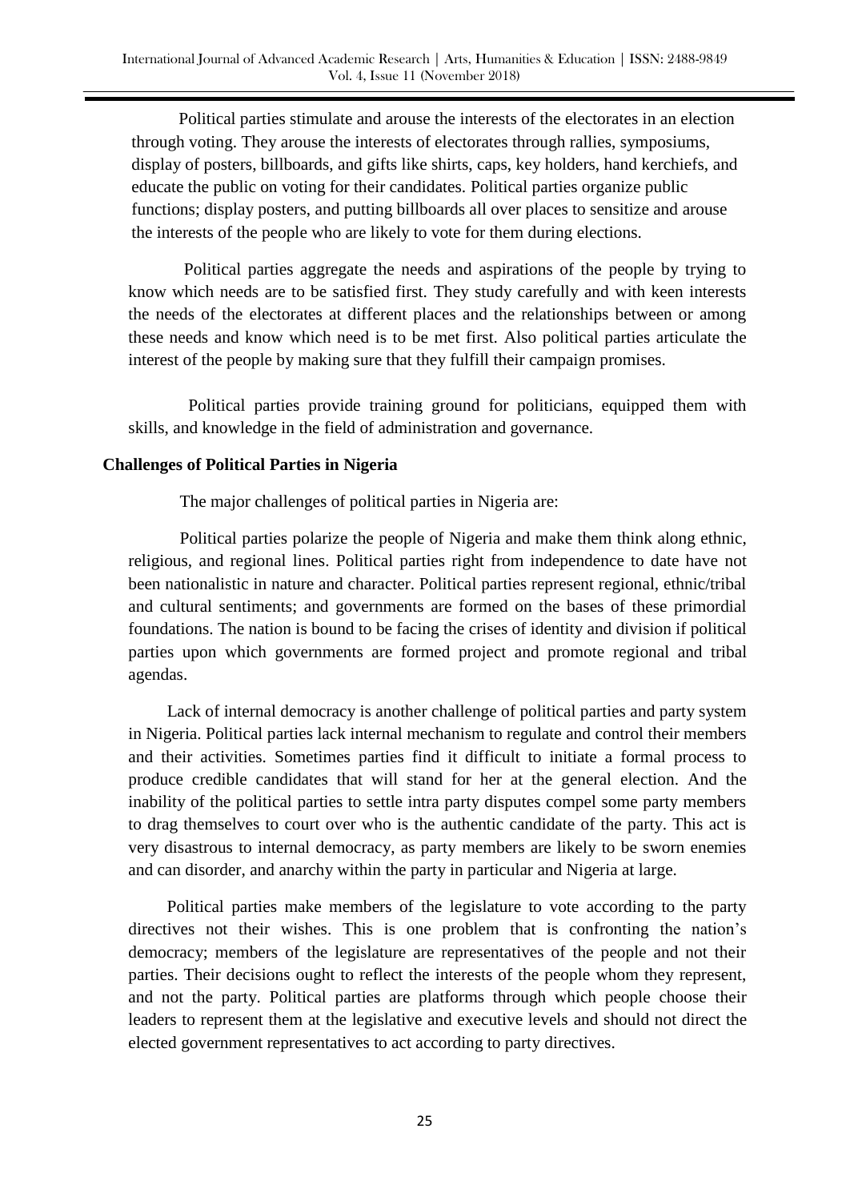Political parties stimulate and arouse the interests of the electorates in an election through voting. They arouse the interests of electorates through rallies, symposiums, display of posters, billboards, and gifts like shirts, caps, key holders, hand kerchiefs, and educate the public on voting for their candidates. Political parties organize public functions; display posters, and putting billboards all over places to sensitize and arouse the interests of the people who are likely to vote for them during elections.

Political parties aggregate the needs and aspirations of the people by trying to know which needs are to be satisfied first. They study carefully and with keen interests the needs of the electorates at different places and the relationships between or among these needs and know which need is to be met first. Also political parties articulate the interest of the people by making sure that they fulfill their campaign promises.

Political parties provide training ground for politicians, equipped them with skills, and knowledge in the field of administration and governance.

## Challenges of Political Parties in Nigeria

The major challenges of political parties in Nigeria are:

Political parties polarize the people of Nigeria and make them think along ethnic, religious, and regional lines. Political parties right from independence to date have not been nationalistic in nature and character. Political parties represent regional, ethnic/tribal and cultural sentiments; and governments are formed on the bases of these primordial foundations. The nation is bound to be facing the crises of identity and division if political parties upon which governments are formed project and promote regional and tribal agendas.

Lack of internal democracy is another challenge of political parties and party system in Nigeria. Political parties lack internal mechanism to regulate and control their members and their activities. Sometimes parties find it difficult to initiate a formal process to produce credible candidates that will stand for her at the general election. And the inability of the political parties to settle intra party disputes compel some party members to drag themselves to court over who is the authentic candidate of the party. This act is very disastrous to internal democracy, as party members are likely to be sworn enemies and can disorder, and anarchy within the party in particular and Nigeria at large.

Political parties make members of the legislature to vote according to the party directives not their wishes. This is one problem that is confronting the nation's democracy; members of the legislature are representatives of the people and not their parties. Their decisions ought to reflect the interests of the people whom they represent, and not the party. Political parties are platforms through which people choose their leaders to represent them at the legislative and executive levels and should not direct the elected government representatives to act according to party directives.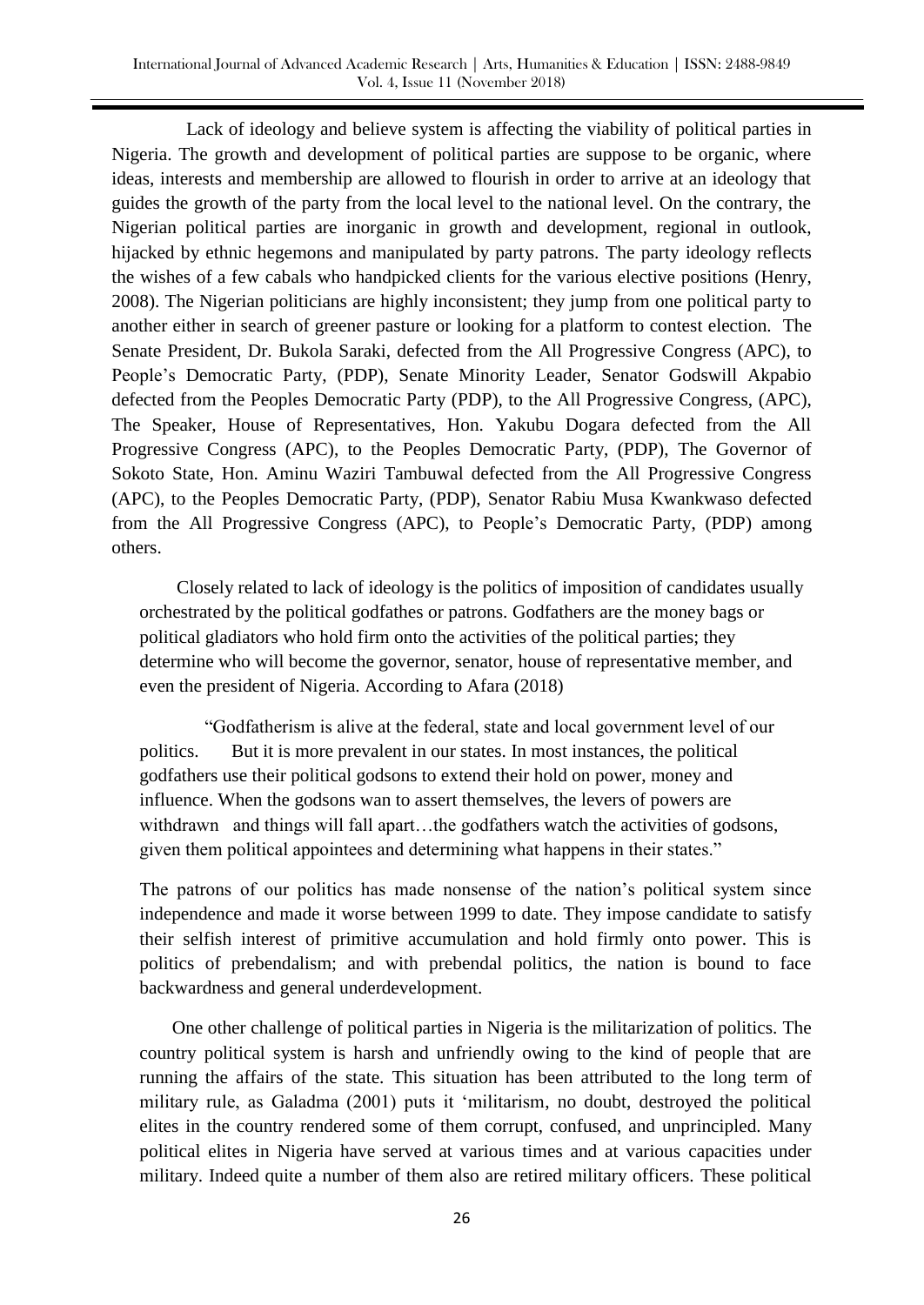Lack of ideology and believe system is affecting the viability of political parties in Nigeria. The growth and development of political parties are suppose to be organic, where ideas, interests and membership are allowed to flourish in order to arrive at an ideology that guides the growth of the party from the local level to the national level. On the contrary, the Nigerian political parties are inorganic in growth and development, regional in outlook, hijacked by ethnic hegemons and manipulated by party patrons. The party ideology reflects the wishes of a few cabals who handpicked clients for the various elective positions (Henry, 2008). The Nigerian politicians are highly inconsistent; they jump from one political party to another either in search of greener pasture or looking for a platform to contest election. The Senate President, Dr. Bukola Saraki, defected from the All Progressive Congress (APC), to People's Democratic Party, (PDP), Senate Minority Leader, Senator Godswill Akpabio defected from the Peoples Democratic Party (PDP), to the All Progressive Congress, (APC), The Speaker, House of Representatives, Hon. Yakubu Dogara defected from the All Progressive Congress (APC), to the Peoples Democratic Party, (PDP), The Governor of Sokoto State, Hon. Aminu Waziri Tambuwal defected from the All Progressive Congress (APC), to the Peoples Democratic Party, (PDP), Senator Rabiu Musa Kwankwaso defected from the All Progressive Congress (APC), to People's Democratic Party, (PDP) among others.

Closely related to lack of ideology is the politics of imposition of candidates usually orchestrated by the political godfathes or patrons. Godfathers are the money bags or political gladiators who hold firm onto the activities of the political parties; they determine who will become the governor, senator, house of representative member, and even the president of Nigeria. According to Afara (2018)

> "Godfatherism is alive at the federal, state and local government level of our politics. But it is more prevalent in our states. In most instances, the political godfathers use their political godsons to extend their hold on power, money and influence. When the godsons wan to assert themselves, the levers of powers are withdrawn and things will fall apart…the godfathers watch the activities of godsons, given them political appointees and determining what happens in their states."

The patrons of our politics has made nonsense of the nation's political system since independence and made it worse between 1999 to date. They impose candidate to satisfy their selfish interest of primitive accumulation and hold firmly onto power. This is politics of prebendalism; and with prebendal politics, the nation is bound to face backwardness and general underdevelopment.

One other challenge of political parties in Nigeria is the militarization of politics. The country political system is harsh and unfriendly owing to the kind of people that are running the affairs of the state. This situation has been attributed to the long term of military rule, as Galadma (2001) puts it 'militarism, no doubt, destroyed the political elites in the country rendered some of them corrupt, confused, and unprincipled. Many political elites in Nigeria have served at various times and at various capacities under military. Indeed quite a number of them also are retired military officers. These political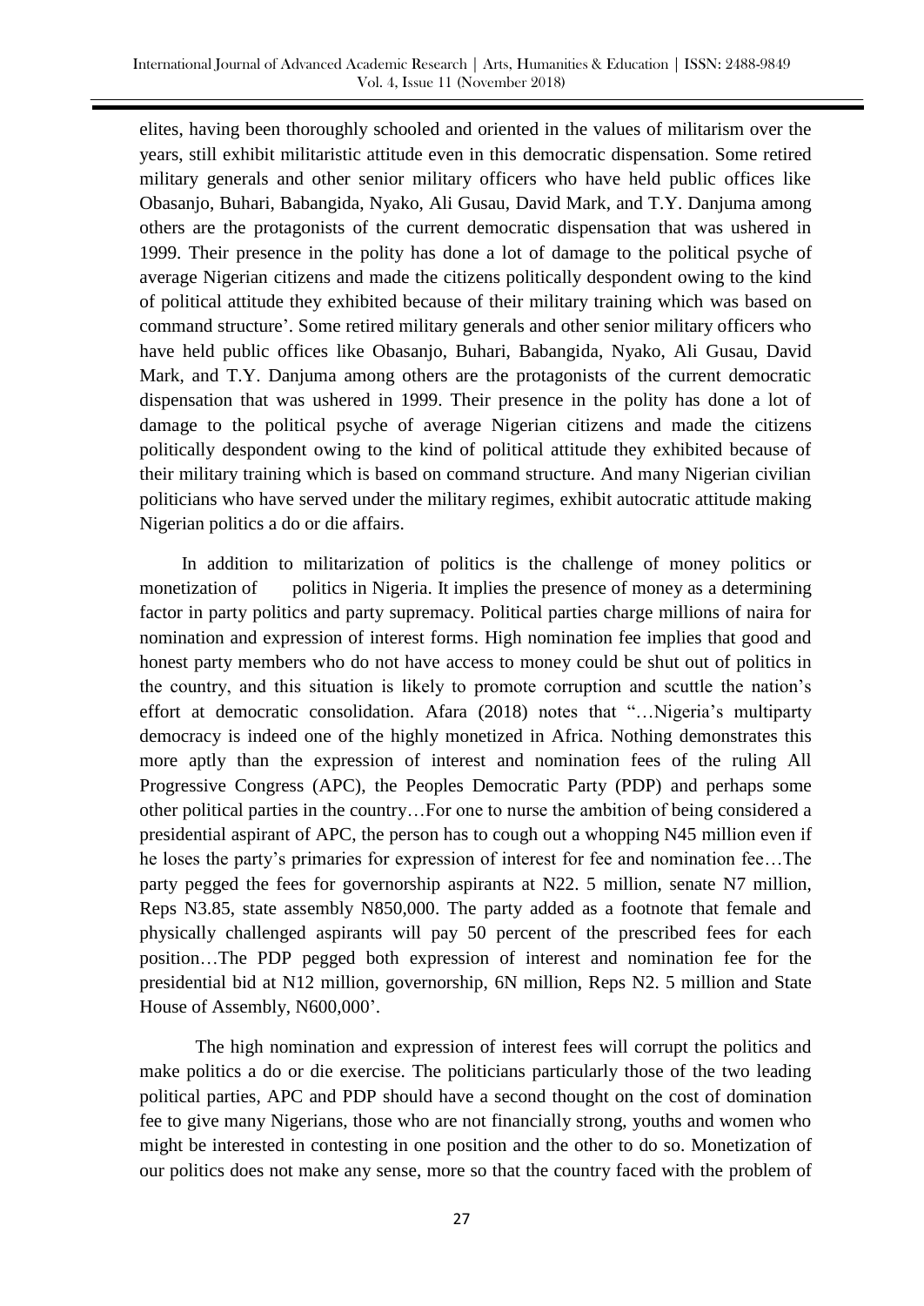elites, having been thoroughly schooled and oriented in the values of militarism over the years, still exhibit militaristic attitude even in this democratic dispensation. Some retired military generals and other senior military officers who have held public offices like Obasanjo, Buhari, Babangida, Nyako, Ali Gusau, David Mark, and T.Y. Danjuma among others are the protagonists of the current democratic dispensation that was ushered in 1999. Their presence in the polity has done a lot of damage to the political psyche of average Nigerian citizens and made the citizens politically despondent owing to the kind of political attitude they exhibited because of their military training which was based on command structure'. Some retired military generals and other senior military officers who have held public offices like Obasanjo, Buhari, Babangida, Nyako, Ali Gusau, David Mark, and T.Y. Danjuma among others are the protagonists of the current democratic dispensation that was ushered in 1999. Their presence in the polity has done a lot of damage to the political psyche of average Nigerian citizens and made the citizens politically despondent owing to the kind of political attitude they exhibited because of their military training which is based on command structure. And many Nigerian civilian politicians who have served under the military regimes, exhibit autocratic attitude making Nigerian politics a do or die affairs.

In addition to militarization of politics is the challenge of money politics or monetization of politics in Nigeria. It implies the presence of money as a determining factor in party politics and party supremacy. Political parties charge millions of naira for nomination and expression of interest forms. High nomination fee implies that good and honest party members who do not have access to money could be shut out of politics in the country, and this situation is likely to promote corruption and scuttle the nation's effort at democratic consolidation. Afara (2018) notes that "…Nigeria's multiparty democracy is indeed one of the highly monetized in Africa. Nothing demonstrates this more aptly than the expression of interest and nomination fees of the ruling All Progressive Congress (APC), the Peoples Democratic Party (PDP) and perhaps some other political parties in the country…For one to nurse the ambition of being considered a presidential aspirant of APC, the person has to cough out a whopping N45 million even if he loses the party's primaries for expression of interest for fee and nomination fee…The party pegged the fees for governorship aspirants at N22. 5 million, senate N7 million, Reps N3.85, state assembly N850,000. The party added as a footnote that female and physically challenged aspirants will pay 50 percent of the prescribed fees for each position…The PDP pegged both expression of interest and nomination fee for the presidential bid at N12 million, governorship, 6N million, Reps N2. 5 million and State House of Assembly, N600,000'.

The high nomination and expression of interest fees will corrupt the politics and make politics a do or die exercise. The politicians particularly those of the two leading political parties, APC and PDP should have a second thought on the cost of domination fee to give many Nigerians, those who are not financially strong, youths and women who might be interested in contesting in one position and the other to do so. Monetization of our politics does not make any sense, more so that the country faced with the problem of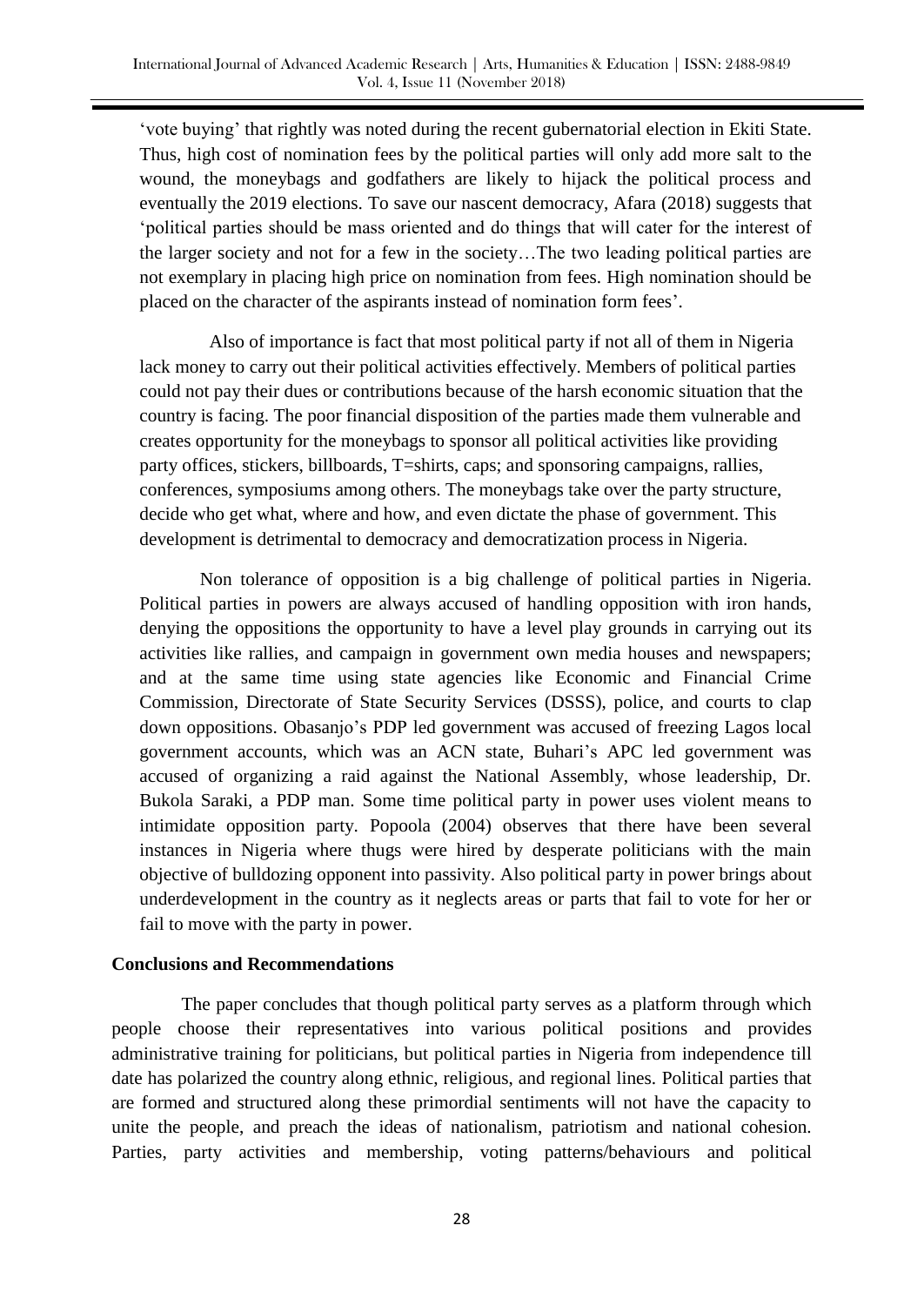'vote buying' that rightly was noted during the recent gubernatorial election in Ekiti State. Thus, high cost of nomination fees by the political parties will only add more salt to the wound, the moneybags and godfathers are likely to hijack the political process and eventually the 2019 elections. To save our nascent democracy, Afara (2018) suggests that 'political parties should be mass oriented and do things that will cater for the interest of the larger society and not for a few in the society…The two leading political parties are not exemplary in placing high price on nomination from fees. High nomination should be placed on the character of the aspirants instead of nomination form fees'.

Also of importance is fact that most political party if not all of them in Nigeria lack money to carry out their political activities effectively. Members of political parties could not pay their dues or contributions because of the harsh economic situation that the country is facing. The poor financial disposition of the parties made them vulnerable and creates opportunity for the moneybags to sponsor all political activities like providing party offices, stickers, billboards, T=shirts, caps; and sponsoring campaigns, rallies, conferences, symposiums among others. The moneybags take over the party structure, decide who get what, where and how, and even dictate the phase of government. This development is detrimental to democracy and democratization process in Nigeria.

Non tolerance of opposition is a big challenge of political parties in Nigeria. Political parties in powers are always accused of handling opposition with iron hands, denying the oppositions the opportunity to have a level play grounds in carrying out its activities like rallies, and campaign in government own media houses and newspapers; and at the same time using state agencies like Economic and Financial Crime Commission, Directorate of State Security Services (DSSS), police, and courts to clap down oppositions. Obasanjo's PDP led government was accused of freezing Lagos local government accounts, which was an ACN state, Buhari's APC led government was accused of organizing a raid against the National Assembly, whose leadership, Dr. Bukola Saraki, a PDP man. Some time political party in power uses violent means to intimidate opposition party. Popoola (2004) observes that there have been several instances in Nigeria where thugs were hired by desperate politicians with the main objective of bulldozing opponent into passivity. Also political party in power brings about underdevelopment in the country as it neglects areas or parts that fail to vote for her or fail to move with the party in power.

## Conclusions and Recommendations

The paper concludes that though political party serves as a platform through which people choose their representatives into various political positions and provides administrative training for politicians, but political parties in Nigeria from independence till date has polarized the country along ethnic, religious, and regional lines. Political parties that are formed and structured along these primordial sentiments will not have the capacity to unite the people, and preach the ideas of nationalism, patriotism and national cohesion. Parties, party activities and membership, voting patterns/behaviours and political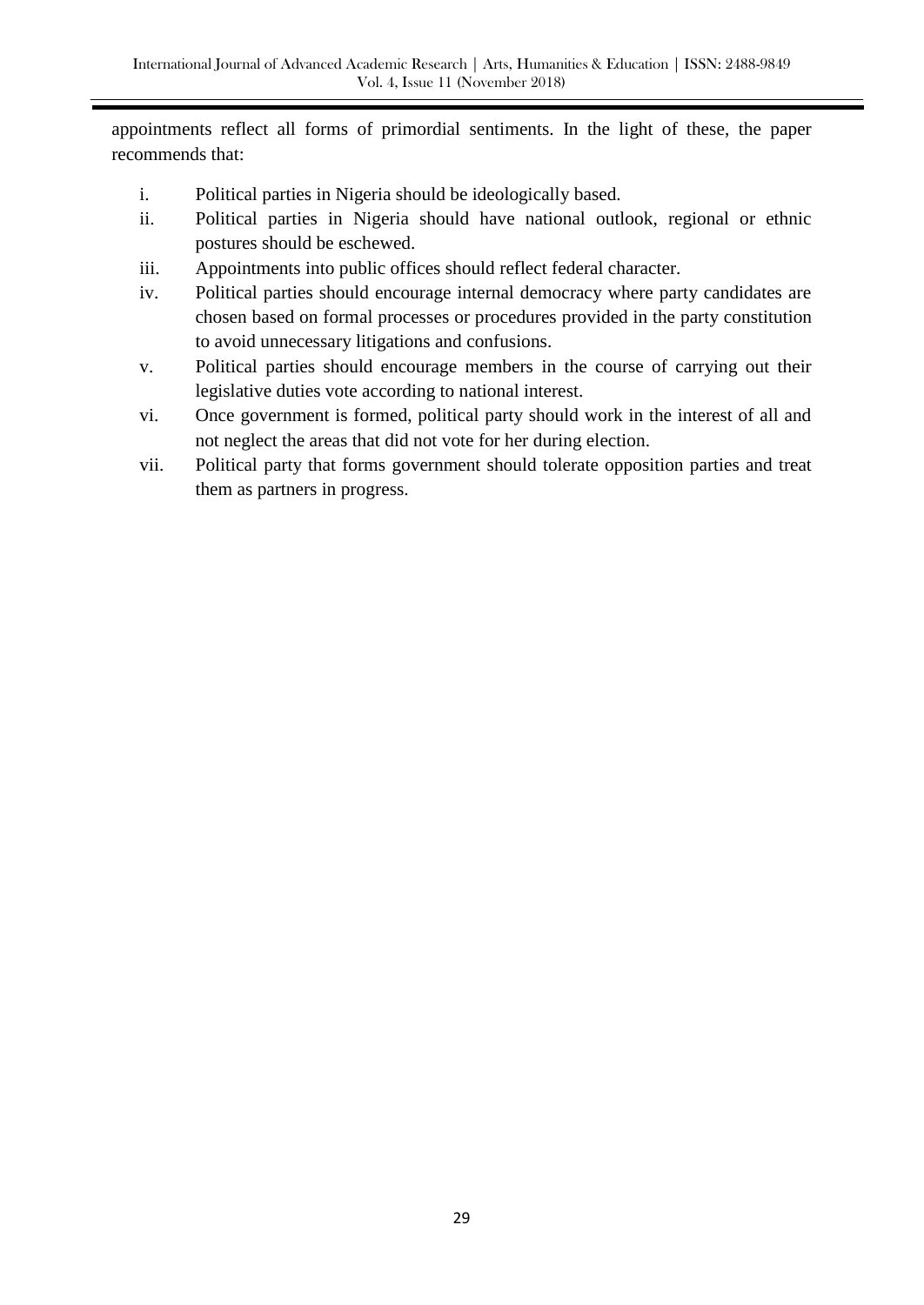appointments reflect all forms of primordial sentiments. In the light of these, the paper recommends that:

i. Political parties in Nigeria should be ideologically based.
ii. Political parties in Nigeria should have national outlook, regional or ethnic postures should be eschewed.
iii. Appointments into public offices should reflect federal character.
iv. Political parties should encourage internal democracy where party candidates are chosen based on formal processes or procedures provided in the party constitution to avoid unnecessary litigations and confusions.
v. Political parties should encourage members in the course of carrying out their legislative duties vote according to national interest.
vi. Once government is formed, political party should work in the interest of all and not neglect the areas that did not vote for her during election.
vii. Political party that forms government should tolerate opposition parties and treat them as partners in progress.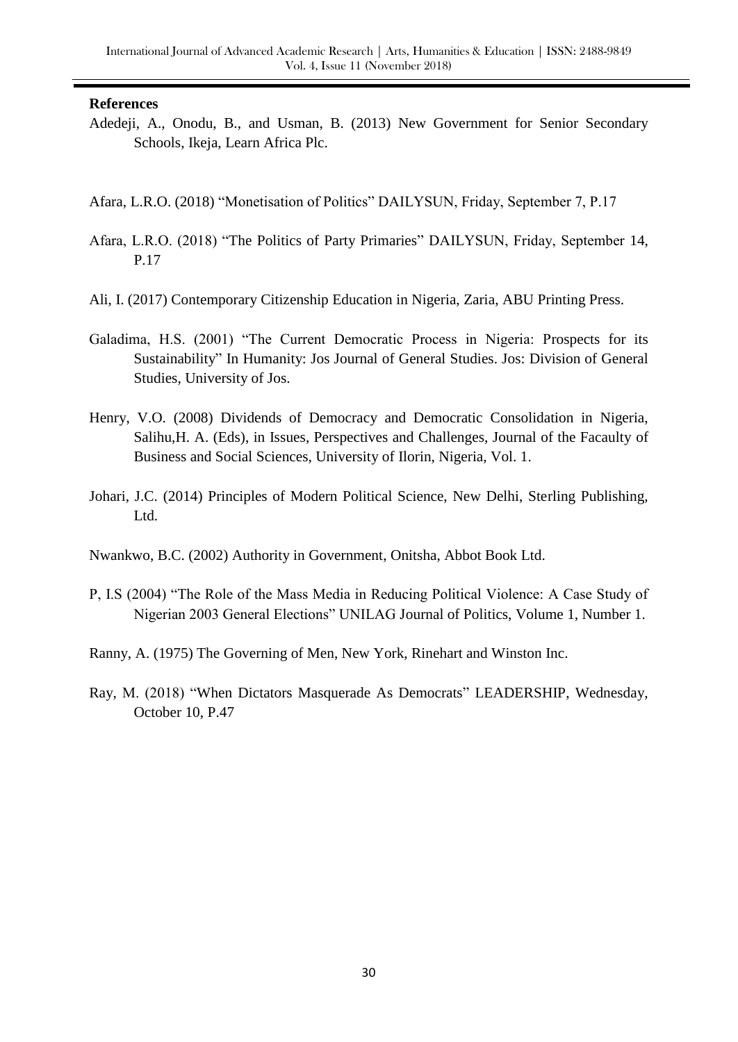**References**

Adedeji, A., Onodu, B., and Usman, B. (2013) New Government for Senior Secondary Schools, Ikeja, Learn Africa Plc.

Afara, L.R.O. (2018) "Monetisation of Politics" DAILYSUN, Friday, September 7, P.17

Afara, L.R.O. (2018) "The Politics of Party Primaries" DAILYSUN, Friday, September 14, P.17

Ali, I. (2017) Contemporary Citizenship Education in Nigeria, Zaria, ABU Printing Press.

Galadima, H.S. (2001) "The Current Democratic Process in Nigeria: Prospects for its Sustainability" In Humanity: Jos Journal of General Studies. Jos: Division of General Studies, University of Jos.

Henry, V.O. (2008) Dividends of Democracy and Democratic Consolidation in Nigeria, Salihu,H. A. (Eds), in Issues, Perspectives and Challenges, Journal of the Facaulty of Business and Social Sciences, University of Ilorin, Nigeria, Vol. 1.

Johari, J.C. (2014) Principles of Modern Political Science, New Delhi, Sterling Publishing, Ltd.

Nwankwo, B.C. (2002) Authority in Government, Onitsha, Abbot Book Ltd.

P, I.S (2004) "The Role of the Mass Media in Reducing Political Violence: A Case Study of Nigerian 2003 General Elections" UNILAG Journal of Politics, Volume 1, Number 1.

Ranny, A. (1975) The Governing of Men, New York, Rinehart and Winston Inc.

Ray, M. (2018) "When Dictators Masquerade As Democrats" LEADERSHIP, Wednesday, October 10, P.47